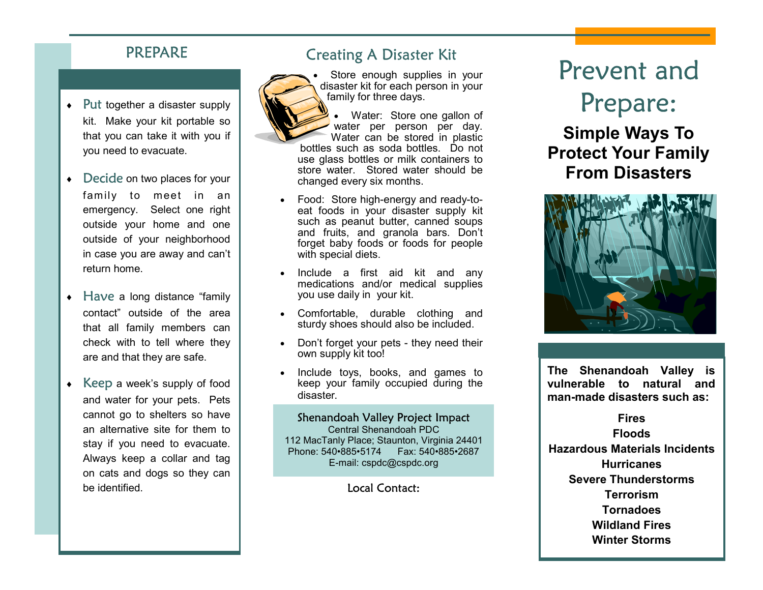## PREPARE

- **Put** together a disaster supply kit. Make your kit portable so that you can take it with you if you need to evacuate.
- **Decide** on two places for your family to meet in an emergency. Select one right outside your home and one outside of your neighborhood in case you are away and can't return home.
- **Have** a long distance "family contact" outside of the area that all family members can check with to tell where they are and that they are safe.
- **Keep** a week's supply of food and water for your pets. Pets cannot go to shelters so have an alternative site for them to stay if you need to evacuate. Always keep a collar and tag on cats and dogs so they can be identified.

## Creating A Disaster Kit

- Store enough supplies in your disaster kit for each person in your family for three days.
- Water: Store one gallon of water per person per day. Water can be stored in plastic bottles such as soda bottles. Do not use glass bottles or milk containers to store water. Stored water should be changed every six months.
- Food: Store high-energy and ready-to-eat foods in your disaster supply kit such as peanut butter, canned soups and fruits, and granola bars. Don't forget baby foods or foods for people with special diets.
- Include a first aid kit and any medications and/or medical supplies you use daily in your kit.
- Comfortable, durable clothing and sturdy shoes should also be included.
- Don't forget your pets - they need their own supply kit too!
- Include toys, books, and games to keep your family occupied during the disaster.

Shenandoah Valley Project Impact
Central Shenandoah PDC
112 MacTanly Place; Staunton, Virginia 24401
Phone: 540•885•5174 Fax: 540•885•2687
E-mail: cspdc@cspdc.org

Local Contact:

# Prevent and Prepare:

## Simple Ways To Protect Your Family From Disasters

**The Shenandoah Valley is vulnerable to natural and man-made disasters such as:**

**Fires**
**Floods**
**Hazardous Materials Incidents**
**Hurricanes**
**Severe Thunderstorms**
**Terrorism**
**Tornadoes**
**Wildland Fires**
**Winter Storms**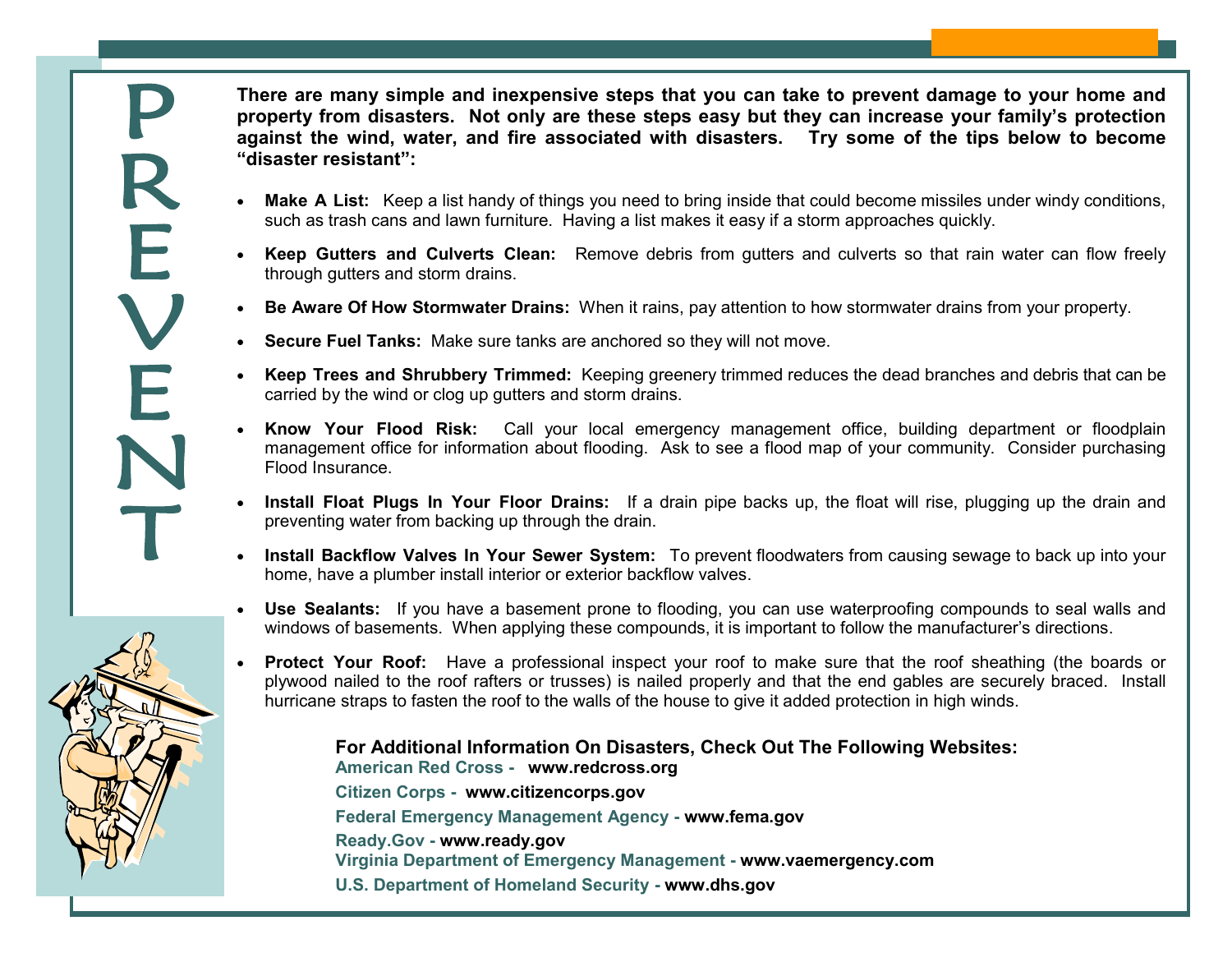# PREVENT

**There are many simple and inexpensive steps that you can take to prevent damage to your home and property from disasters. Not only are these steps easy but they can increase your family's protection against the wind, water, and fire associated with disasters. Try some of the tips below to become "disaster resistant":**

- **Make A List:** Keep a list handy of things you need to bring inside that could become missiles under windy conditions, such as trash cans and lawn furniture. Having a list makes it easy if a storm approaches quickly.
- **Keep Gutters and Culverts Clean:** Remove debris from gutters and culverts so that rain water can flow freely through gutters and storm drains.
- **Be Aware Of How Stormwater Drains:** When it rains, pay attention to how stormwater drains from your property.
- **Secure Fuel Tanks:** Make sure tanks are anchored so they will not move.
- **Keep Trees and Shrubbery Trimmed:** Keeping greenery trimmed reduces the dead branches and debris that can be carried by the wind or clog up gutters and storm drains.
- **Know Your Flood Risk:** Call your local emergency management office, building department or floodplain management office for information about flooding. Ask to see a flood map of your community. Consider purchasing Flood Insurance.
- **Install Float Plugs In Your Floor Drains:** If a drain pipe backs up, the float will rise, plugging up the drain and preventing water from backing up through the drain.
- **Install Backflow Valves In Your Sewer System:** To prevent floodwaters from causing sewage to back up into your home, have a plumber install interior or exterior backflow valves.
- **Use Sealants:** If you have a basement prone to flooding, you can use waterproofing compounds to seal walls and windows of basements. When applying these compounds, it is important to follow the manufacturer's directions.
- **Protect Your Roof:** Have a professional inspect your roof to make sure that the roof sheathing (the boards or plywood nailed to the roof rafters or trusses) is nailed properly and that the end gables are securely braced. Install hurricane straps to fasten the roof to the walls of the house to give it added protection in high winds.

**For Additional Information On Disasters, Check Out The Following Websites:**

**American Red Cross - www.redcross.org**

**Citizen Corps - www.citizencorps.gov**

**Federal Emergency Management Agency - www.fema.gov**

**Ready.Gov - www.ready.gov**

**Virginia Department of Emergency Management - www.vaemergency.com**

**U.S. Department of Homeland Security - www.dhs.gov**